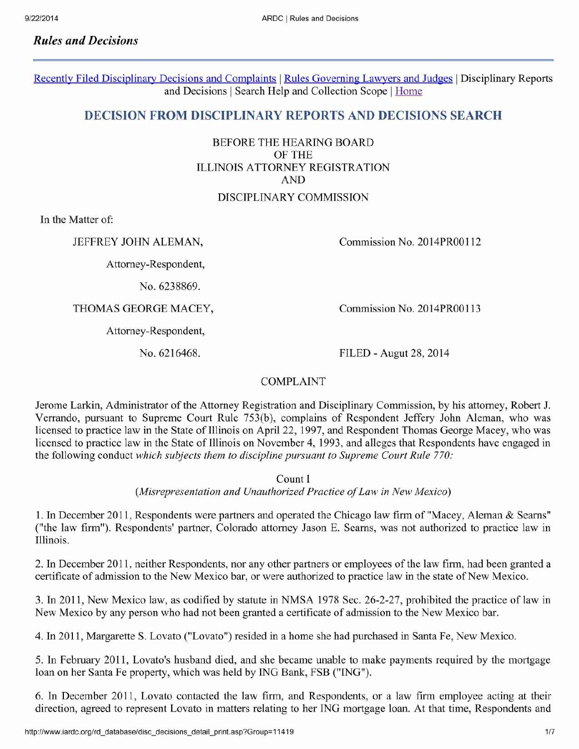*Rules and Decisions*

Recently Filed Disciplinary Decisions and Complaints | Rules Governing Lawyers and Judges | Disciplinary Reports and Decisions | Search Help and Collection Scope | Home

## DECISION FROM DISCIPLINARY REPORTS AND DECISIONS SEARCH

BEFORE THE HEARING BOARD
OF THE
ILLINOIS ATTORNEY REGISTRATION
AND
DISCIPLINARY COMMISSION

In the Matter of:

JEFFREY JOHN ALEMAN, Commission No. 2014PR00112

Attorney-Respondent,

No. 6238869.

THOMAS GEORGE MACEY, Commission No. 2014PR00113

Attorney-Respondent,

No. 6216468.

FILED - August 28, 2014

COMPLAINT

Jerome Larkin, Administrator of the Attorney Registration and Disciplinary Commission, by his attorney, Robert J. Verrando, pursuant to Supreme Court Rule 753(b), complains of Respondent Jeffery John Aleman, who was licensed to practice law in the State of Illinois on April 22, 1997, and Respondent Thomas George Macey, who was licensed to practice law in the State of Illinois on November 4, 1993, and alleges that Respondents have engaged in the following conduct *which subjects them to discipline pursuant to Supreme Court Rule 770:*

Count I
(*Misrepresentation and Unauthorized Practice of Law in New Mexico*)

1. In December 2011, Respondents were partners and operated the Chicago law firm of "Macey, Aleman & Searns" ("the law firm"). Respondents' partner, Colorado attorney Jason E. Searns, was not authorized to practice law in Illinois.

2. In December 2011, neither Respondents, nor any other partners or employees of the law firm, had been granted a certificate of admission to the New Mexico bar, or were authorized to practice law in the state of New Mexico.

3. In 2011, New Mexico law, as codified by statute in NMSA 1978 Sec. 26-2-27, prohibited the practice of law in New Mexico by any person who had not been granted a certificate of admission to the New Mexico bar.

4. In 2011, Margarette S. Lovato ("Lovato") resided in a home she had purchased in Santa Fe, New Mexico.

5. In February 2011, Lovato's husband died, and she became unable to make payments required by the mortgage loan on her Santa Fe property, which was held by ING Bank, FSB ("ING").

6. In December 2011, Lovato contacted the law firm, and Respondents, or a law firm employee acting at their direction, agreed to represent Lovato in matters relating to her ING mortgage loan. At that time, Respondents and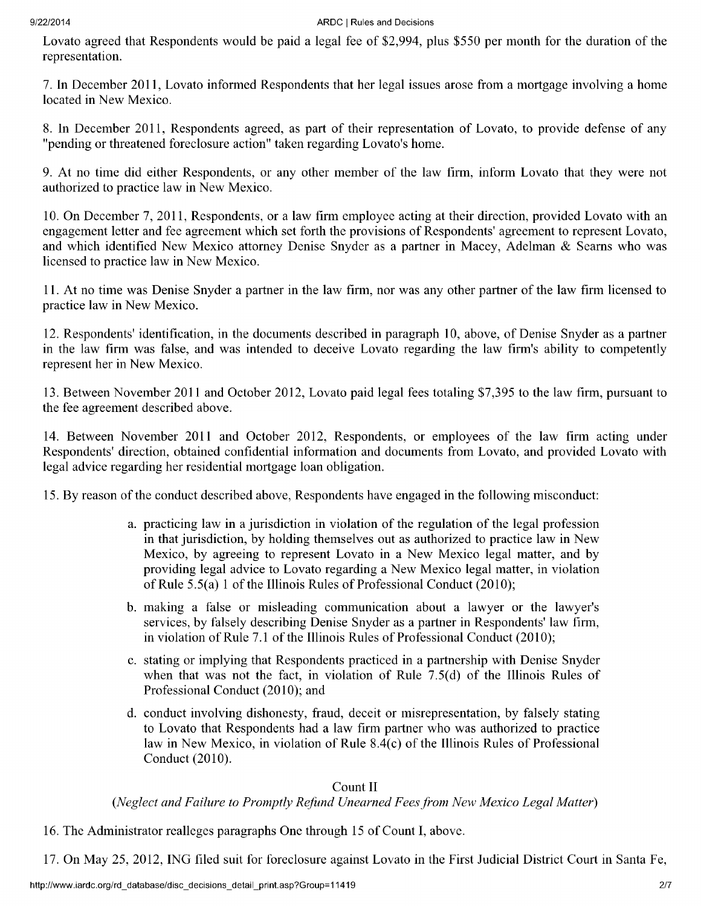Lovato agreed that Respondents would be paid a legal fee of $2,994, plus $550 per month for the duration of the representation.

7. In December 2011, Lovato informed Respondents that her legal issues arose from a mortgage involving a home located in New Mexico.

8. In December 2011, Respondents agreed, as part of their representation of Lovato, to provide defense of any "pending or threatened foreclosure action" taken regarding Lovato's home.

9. At no time did either Respondents, or any other member of the law firm, inform Lovato that they were not authorized to practice law in New Mexico.

10. On December 7, 2011, Respondents, or a law firm employee acting at their direction, provided Lovato with an engagement letter and fee agreement which set forth the provisions of Respondents' agreement to represent Lovato, and which identified New Mexico attorney Denise Snyder as a partner in Macey, Adelman & Searns who was licensed to practice law in New Mexico.

11. At no time was Denise Snyder a partner in the law firm, nor was any other partner of the law firm licensed to practice law in New Mexico.

12. Respondents' identification, in the documents described in paragraph 10, above, of Denise Snyder as a partner in the law firm was false, and was intended to deceive Lovato regarding the law firm's ability to competently represent her in New Mexico.

13. Between November 2011 and October 2012, Lovato paid legal fees totaling $7,395 to the law firm, pursuant to the fee agreement described above.

14. Between November 2011 and October 2012, Respondents, or employees of the law firm acting under Respondents' direction, obtained confidential information and documents from Lovato, and provided Lovato with legal advice regarding her residential mortgage loan obligation.

15. By reason of the conduct described above, Respondents have engaged in the following misconduct:

a. practicing law in a jurisdiction in violation of the regulation of the legal profession in that jurisdiction, by holding themselves out as authorized to practice law in New Mexico, by agreeing to represent Lovato in a New Mexico legal matter, and by providing legal advice to Lovato regarding a New Mexico legal matter, in violation of Rule 5.5(a) 1 of the Illinois Rules of Professional Conduct (2010);

b. making a false or misleading communication about a lawyer or the lawyer's services, by falsely describing Denise Snyder as a partner in Respondents' law firm, in violation of Rule 7.1 of the Illinois Rules of Professional Conduct (2010);

c. stating or implying that Respondents practiced in a partnership with Denise Snyder when that was not the fact, in violation of Rule 7.5(d) of the Illinois Rules of Professional Conduct (2010); and

d. conduct involving dishonesty, fraud, deceit or misrepresentation, by falsely stating to Lovato that Respondents had a law firm partner who was authorized to practice law in New Mexico, in violation of Rule 8.4(c) of the Illinois Rules of Professional Conduct (2010).

## Count II

*(Neglect and Failure to Promptly Refund Unearned Fees from New Mexico Legal Matter)*

16. The Administrator realleges paragraphs One through 15 of Count I, above.

17. On May 25, 2012, ING filed suit for foreclosure against Lovato in the First Judicial District Court in Santa Fe,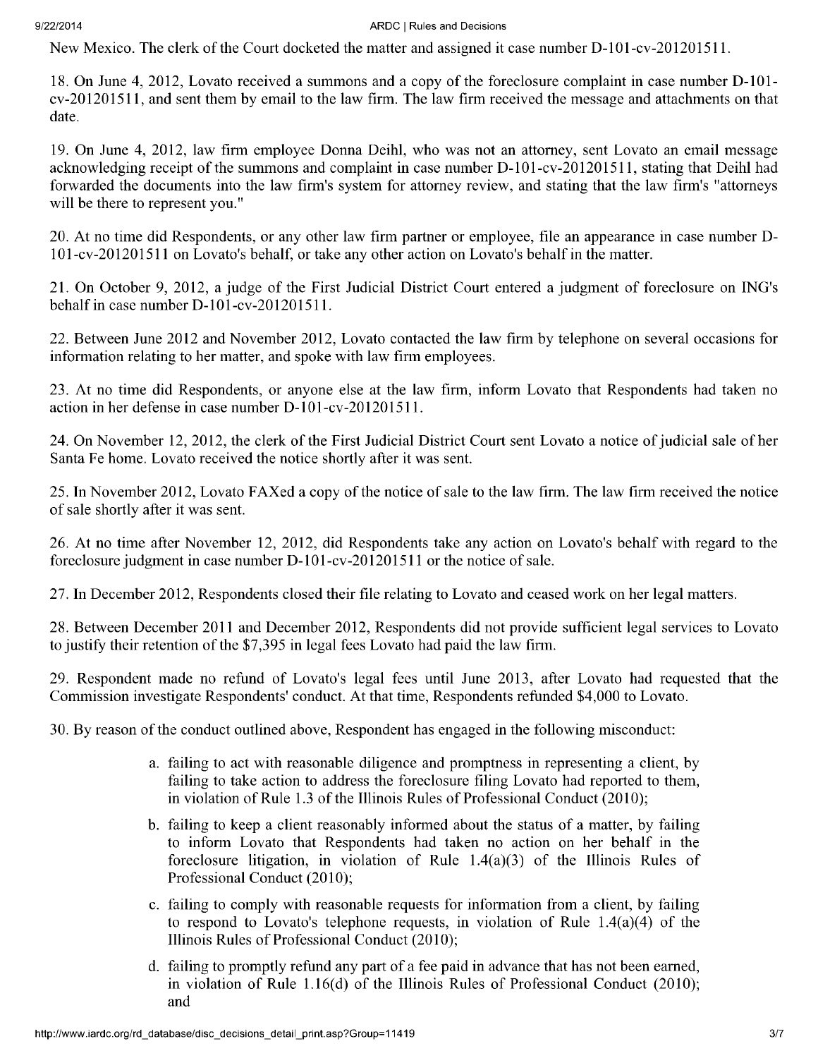New Mexico. The clerk of the Court docketed the matter and assigned it case number D-101-cv-201201511.

18. On June 4, 2012, Lovato received a summons and a copy of the foreclosure complaint in case number D-101-cv-201201511, and sent them by email to the law firm. The law firm received the message and attachments on that date.

19. On June 4, 2012, law firm employee Donna Deihl, who was not an attorney, sent Lovato an email message acknowledging receipt of the summons and complaint in case number D-101-cv-201201511, stating that Deihl had forwarded the documents into the law firm's system for attorney review, and stating that the law firm's "attorneys will be there to represent you."

20. At no time did Respondents, or any other law firm partner or employee, file an appearance in case number D-101-cv-201201511 on Lovato's behalf, or take any other action on Lovato's behalf in the matter.

21. On October 9, 2012, a judge of the First Judicial District Court entered a judgment of foreclosure on ING's behalf in case number D-101-cv-201201511.

22. Between June 2012 and November 2012, Lovato contacted the law firm by telephone on several occasions for information relating to her matter, and spoke with law firm employees.

23. At no time did Respondents, or anyone else at the law firm, inform Lovato that Respondents had taken no action in her defense in case number D-101-cv-201201511.

24. On November 12, 2012, the clerk of the First Judicial District Court sent Lovato a notice of judicial sale of her Santa Fe home. Lovato received the notice shortly after it was sent.

25. In November 2012, Lovato FAXed a copy of the notice of sale to the law firm. The law firm received the notice of sale shortly after it was sent.

26. At no time after November 12, 2012, did Respondents take any action on Lovato's behalf with regard to the foreclosure judgment in case number D-101-cv-201201511 or the notice of sale.

27. In December 2012, Respondents closed their file relating to Lovato and ceased work on her legal matters.

28. Between December 2011 and December 2012, Respondents did not provide sufficient legal services to Lovato to justify their retention of the $7,395 in legal fees Lovato had paid the law firm.

29. Respondent made no refund of Lovato's legal fees until June 2013, after Lovato had requested that the Commission investigate Respondents' conduct. At that time, Respondents refunded $4,000 to Lovato.

30. By reason of the conduct outlined above, Respondent has engaged in the following misconduct:

a. failing to act with reasonable diligence and promptness in representing a client, by failing to take action to address the foreclosure filing Lovato had reported to them, in violation of Rule 1.3 of the Illinois Rules of Professional Conduct (2010);

b. failing to keep a client reasonably informed about the status of a matter, by failing to inform Lovato that Respondents had taken no action on her behalf in the foreclosure litigation, in violation of Rule 1.4(a)(3) of the Illinois Rules of Professional Conduct (2010);

c. failing to comply with reasonable requests for information from a client, by failing to respond to Lovato's telephone requests, in violation of Rule 1.4(a)(4) of the Illinois Rules of Professional Conduct (2010);

d. failing to promptly refund any part of a fee paid in advance that has not been earned, in violation of Rule 1.16(d) of the Illinois Rules of Professional Conduct (2010); and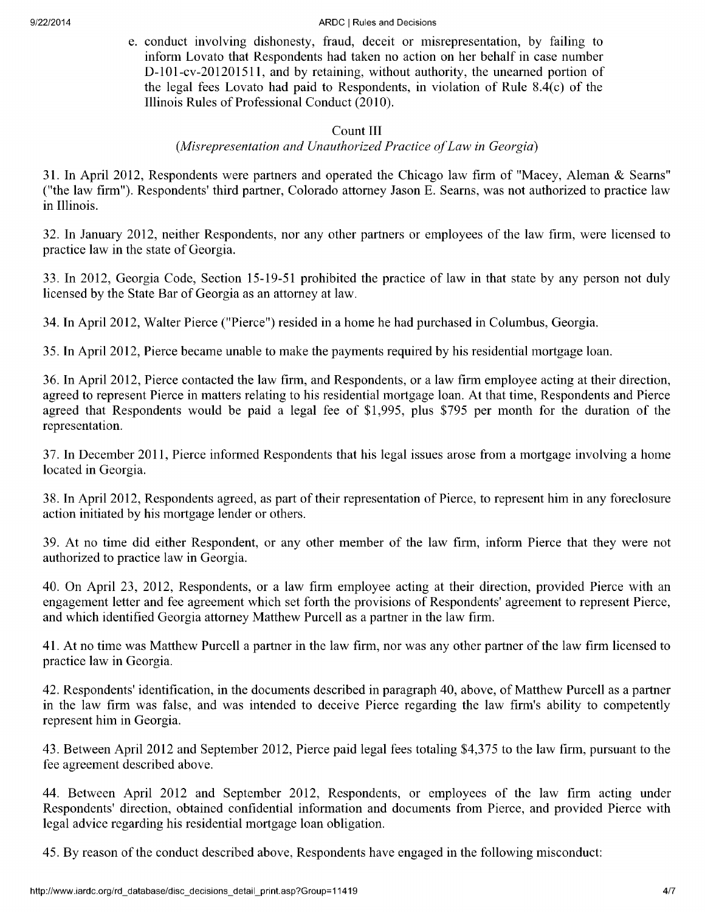e. conduct involving dishonesty, fraud, deceit or misrepresentation, by failing to inform Lovato that Respondents had taken no action on her behalf in case number D-101-cv-201201511, and by retaining, without authority, the unearned portion of the legal fees Lovato had paid to Respondents, in violation of Rule 8.4(c) of the Illinois Rules of Professional Conduct (2010).

Count III

*(Misrepresentation and Unauthorized Practice of Law in Georgia)*

31. In April 2012, Respondents were partners and operated the Chicago law firm of "Macey, Aleman & Searns" ("the law firm"). Respondents' third partner, Colorado attorney Jason E. Searns, was not authorized to practice law in Illinois.

32. In January 2012, neither Respondents, nor any other partners or employees of the law firm, were licensed to practice law in the state of Georgia.

33. In 2012, Georgia Code, Section 15-19-51 prohibited the practice of law in that state by any person not duly licensed by the State Bar of Georgia as an attorney at law.

34. In April 2012, Walter Pierce ("Pierce") resided in a home he had purchased in Columbus, Georgia.

35. In April 2012, Pierce became unable to make the payments required by his residential mortgage loan.

36. In April 2012, Pierce contacted the law firm, and Respondents, or a law firm employee acting at their direction, agreed to represent Pierce in matters relating to his residential mortgage loan. At that time, Respondents and Pierce agreed that Respondents would be paid a legal fee of $1,995, plus $795 per month for the duration of the representation.

37. In December 2011, Pierce informed Respondents that his legal issues arose from a mortgage involving a home located in Georgia.

38. In April 2012, Respondents agreed, as part of their representation of Pierce, to represent him in any foreclosure action initiated by his mortgage lender or others.

39. At no time did either Respondent, or any other member of the law firm, inform Pierce that they were not authorized to practice law in Georgia.

40. On April 23, 2012, Respondents, or a law firm employee acting at their direction, provided Pierce with an engagement letter and fee agreement which set forth the provisions of Respondents' agreement to represent Pierce, and which identified Georgia attorney Matthew Purcell as a partner in the law firm.

41. At no time was Matthew Purcell a partner in the law firm, nor was any other partner of the law firm licensed to practice law in Georgia.

42. Respondents' identification, in the documents described in paragraph 40, above, of Matthew Purcell as a partner in the law firm was false, and was intended to deceive Pierce regarding the law firm's ability to competently represent him in Georgia.

43. Between April 2012 and September 2012, Pierce paid legal fees totaling $4,375 to the law firm, pursuant to the fee agreement described above.

44. Between April 2012 and September 2012, Respondents, or employees of the law firm acting under Respondents' direction, obtained confidential information and documents from Pierce, and provided Pierce with legal advice regarding his residential mortgage loan obligation.

45. By reason of the conduct described above, Respondents have engaged in the following misconduct: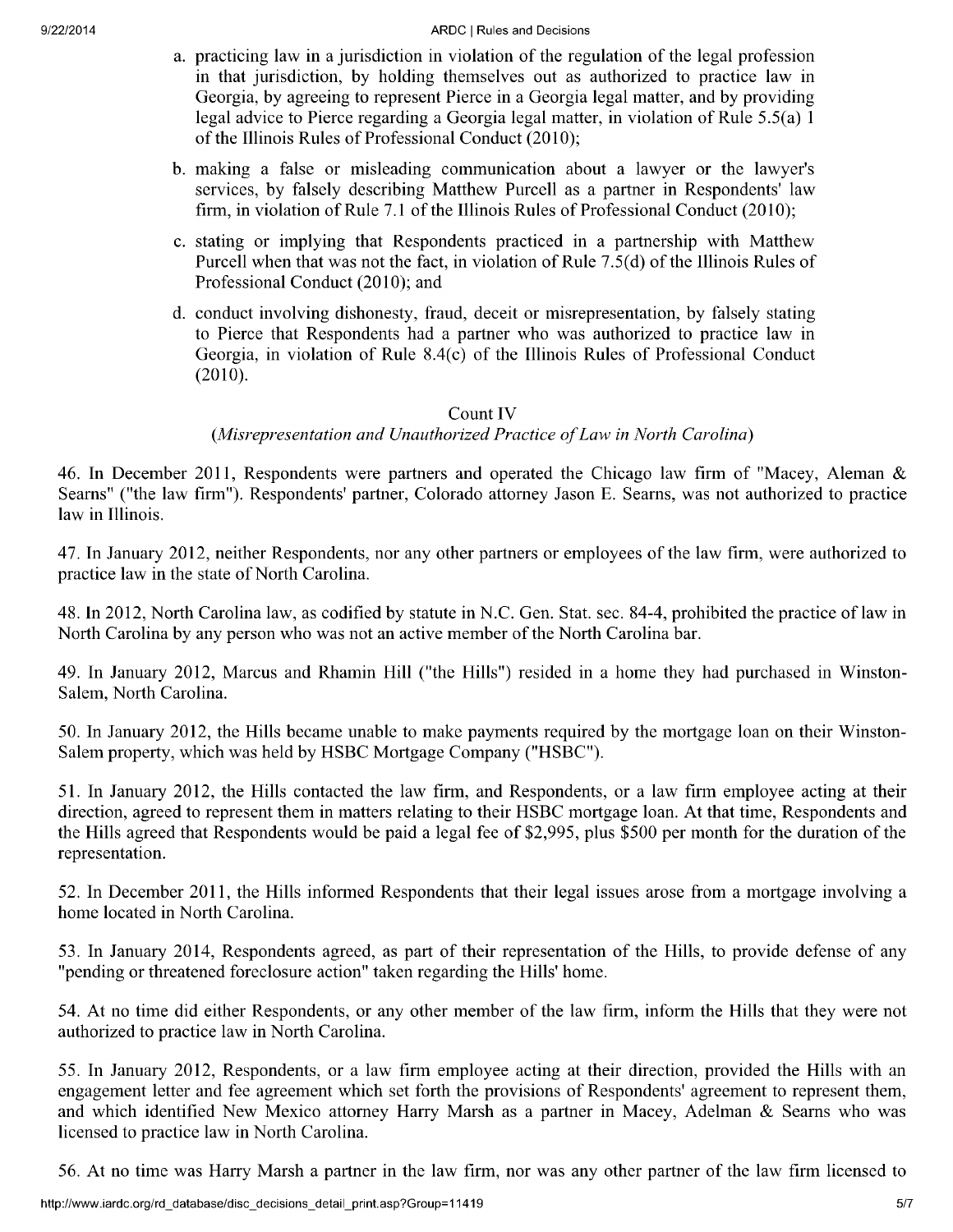a. practicing law in a jurisdiction in violation of the regulation of the legal profession in that jurisdiction, by holding themselves out as authorized to practice law in Georgia, by agreeing to represent Pierce in a Georgia legal matter, and by providing legal advice to Pierce regarding a Georgia legal matter, in violation of Rule 5.5(a) 1 of the Illinois Rules of Professional Conduct (2010);

b. making a false or misleading communication about a lawyer or the lawyer's services, by falsely describing Matthew Purcell as a partner in Respondents' law firm, in violation of Rule 7.1 of the Illinois Rules of Professional Conduct (2010);

c. stating or implying that Respondents practiced in a partnership with Matthew Purcell when that was not the fact, in violation of Rule 7.5(d) of the Illinois Rules of Professional Conduct (2010); and

d. conduct involving dishonesty, fraud, deceit or misrepresentation, by falsely stating to Pierce that Respondents had a partner who was authorized to practice law in Georgia, in violation of Rule 8.4(c) of the Illinois Rules of Professional Conduct (2010).

Count IV

*(Misrepresentation and Unauthorized Practice of Law in North Carolina)*

46. In December 2011, Respondents were partners and operated the Chicago law firm of "Macey, Aleman & Searns" ("the law firm"). Respondents' partner, Colorado attorney Jason E. Searns, was not authorized to practice law in Illinois.

47. In January 2012, neither Respondents, nor any other partners or employees of the law firm, were authorized to practice law in the state of North Carolina.

48. In 2012, North Carolina law, as codified by statute in N.C. Gen. Stat. sec. 84-4, prohibited the practice of law in North Carolina by any person who was not an active member of the North Carolina bar.

49. In January 2012, Marcus and Rhamin Hill ("the Hills") resided in a home they had purchased in Winston-Salem, North Carolina.

50. In January 2012, the Hills became unable to make payments required by the mortgage loan on their Winston-Salem property, which was held by HSBC Mortgage Company ("HSBC").

51. In January 2012, the Hills contacted the law firm, and Respondents, or a law firm employee acting at their direction, agreed to represent them in matters relating to their HSBC mortgage loan. At that time, Respondents and the Hills agreed that Respondents would be paid a legal fee of $2,995, plus $500 per month for the duration of the representation.

52. In December 2011, the Hills informed Respondents that their legal issues arose from a mortgage involving a home located in North Carolina.

53. In January 2014, Respondents agreed, as part of their representation of the Hills, to provide defense of any "pending or threatened foreclosure action" taken regarding the Hills' home.

54. At no time did either Respondents, or any other member of the law firm, inform the Hills that they were not authorized to practice law in North Carolina.

55. In January 2012, Respondents, or a law firm employee acting at their direction, provided the Hills with an engagement letter and fee agreement which set forth the provisions of Respondents' agreement to represent them, and which identified New Mexico attorney Harry Marsh as a partner in Macey, Adelman & Searns who was licensed to practice law in North Carolina.

56. At no time was Harry Marsh a partner in the law firm, nor was any other partner of the law firm licensed to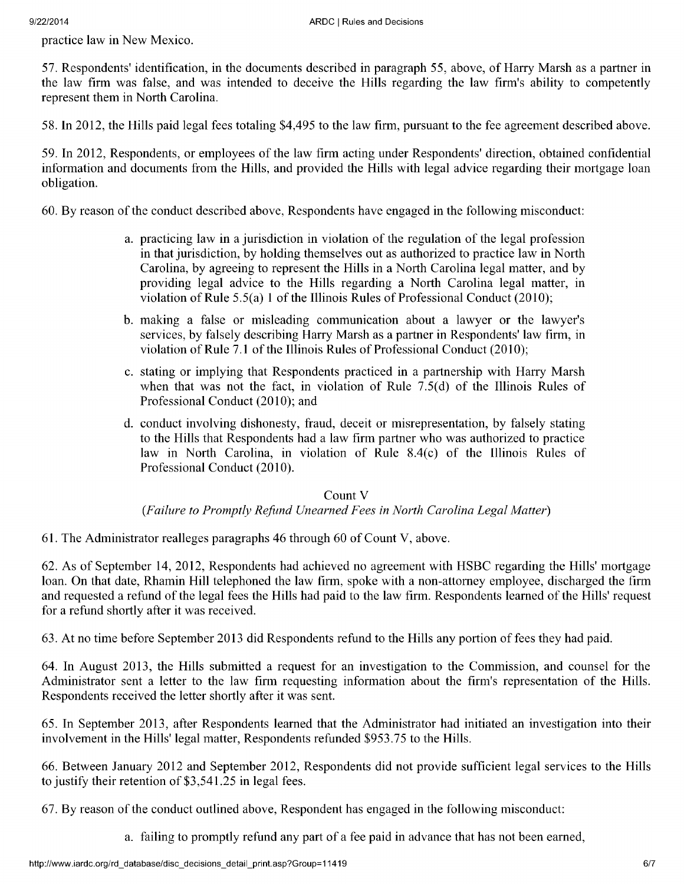practice law in New Mexico.

57. Respondents' identification, in the documents described in paragraph 55, above, of Harry Marsh as a partner in the law firm was false, and was intended to deceive the Hills regarding the law firm's ability to competently represent them in North Carolina.

58. In 2012, the Hills paid legal fees totaling $4,495 to the law firm, pursuant to the fee agreement described above.

59. In 2012, Respondents, or employees of the law firm acting under Respondents' direction, obtained confidential information and documents from the Hills, and provided the Hills with legal advice regarding their mortgage loan obligation.

60. By reason of the conduct described above, Respondents have engaged in the following misconduct:

a. practicing law in a jurisdiction in violation of the regulation of the legal profession in that jurisdiction, by holding themselves out as authorized to practice law in North Carolina, by agreeing to represent the Hills in a North Carolina legal matter, and by providing legal advice to the Hills regarding a North Carolina legal matter, in violation of Rule 5.5(a) 1 of the Illinois Rules of Professional Conduct (2010);

b. making a false or misleading communication about a lawyer or the lawyer's services, by falsely describing Harry Marsh as a partner in Respondents' law firm, in violation of Rule 7.1 of the Illinois Rules of Professional Conduct (2010);

c. stating or implying that Respondents practiced in a partnership with Harry Marsh when that was not the fact, in violation of Rule 7.5(d) of the Illinois Rules of Professional Conduct (2010); and

d. conduct involving dishonesty, fraud, deceit or misrepresentation, by falsely stating to the Hills that Respondents had a law firm partner who was authorized to practice law in North Carolina, in violation of Rule 8.4(c) of the Illinois Rules of Professional Conduct (2010).

Count V

*(Failure to Promptly Refund Unearned Fees in North Carolina Legal Matter)*

61. The Administrator realleges paragraphs 46 through 60 of Count V, above.

62. As of September 14, 2012, Respondents had achieved no agreement with HSBC regarding the Hills' mortgage loan. On that date, Rhamin Hill telephoned the law firm, spoke with a non-attorney employee, discharged the firm and requested a refund of the legal fees the Hills had paid to the law firm. Respondents learned of the Hills' request for a refund shortly after it was received.

63. At no time before September 2013 did Respondents refund to the Hills any portion of fees they had paid.

64. In August 2013, the Hills submitted a request for an investigation to the Commission, and counsel for the Administrator sent a letter to the law firm requesting information about the firm's representation of the Hills. Respondents received the letter shortly after it was sent.

65. In September 2013, after Respondents learned that the Administrator had initiated an investigation into their involvement in the Hills' legal matter, Respondents refunded $953.75 to the Hills.

66. Between January 2012 and September 2012, Respondents did not provide sufficient legal services to the Hills to justify their retention of $3,541.25 in legal fees.

67. By reason of the conduct outlined above, Respondent has engaged in the following misconduct:

a. failing to promptly refund any part of a fee paid in advance that has not been earned,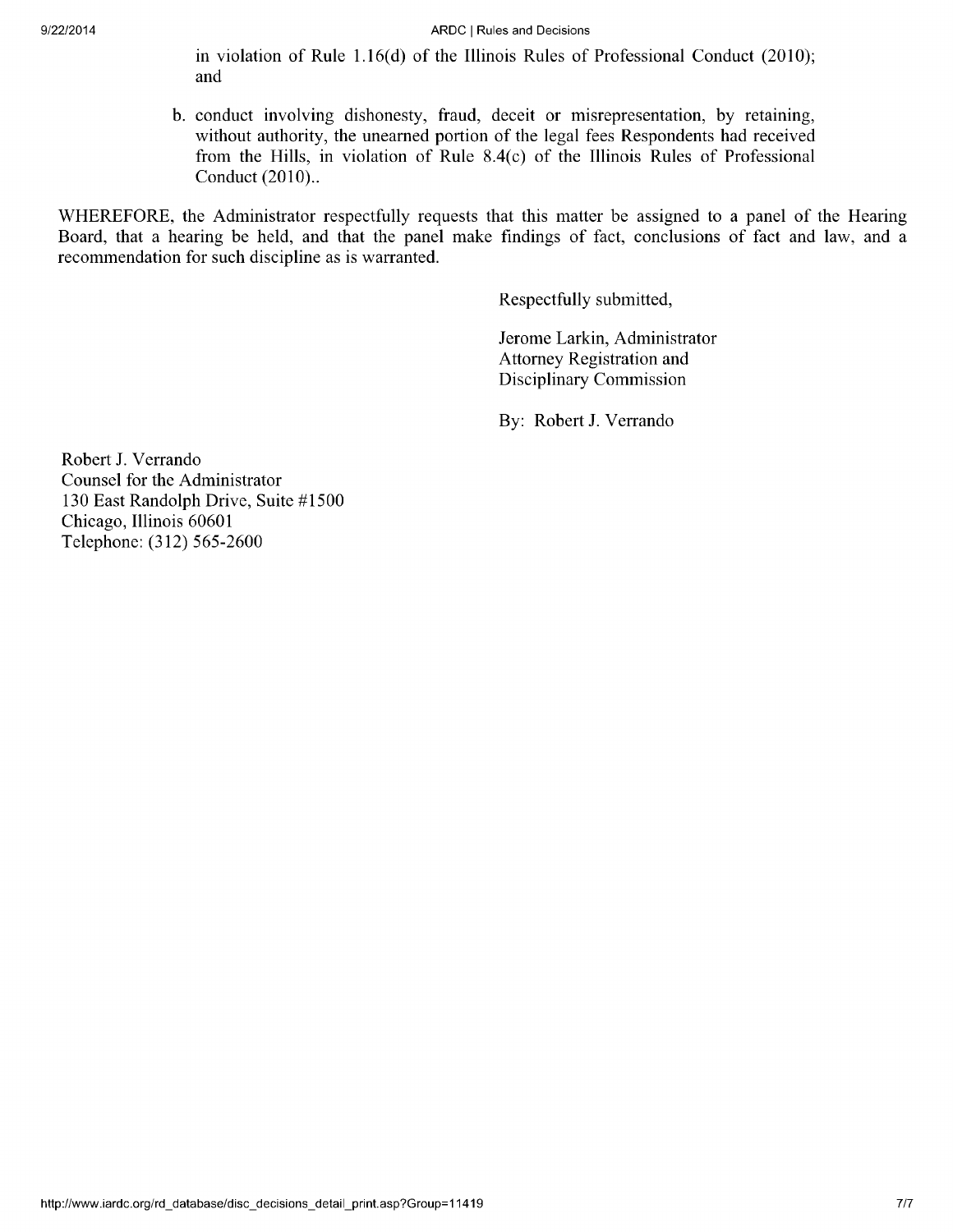in violation of Rule 1.16(d) of the Illinois Rules of Professional Conduct (2010); and

b. conduct involving dishonesty, fraud, deceit or misrepresentation, by retaining, without authority, the unearned portion of the legal fees Respondents had received from the Hills, in violation of Rule 8.4(c) of the Illinois Rules of Professional Conduct (2010)..

WHEREFORE, the Administrator respectfully requests that this matter be assigned to a panel of the Hearing Board, that a hearing be held, and that the panel make findings of fact, conclusions of fact and law, and a recommendation for such discipline as is warranted.

Respectfully submitted,

Jerome Larkin, Administrator
Attorney Registration and
Disciplinary Commission

By: Robert J. Verrando

Robert J. Verrando
Counsel for the Administrator
130 East Randolph Drive, Suite #1500
Chicago, Illinois 60601
Telephone: (312) 565-2600